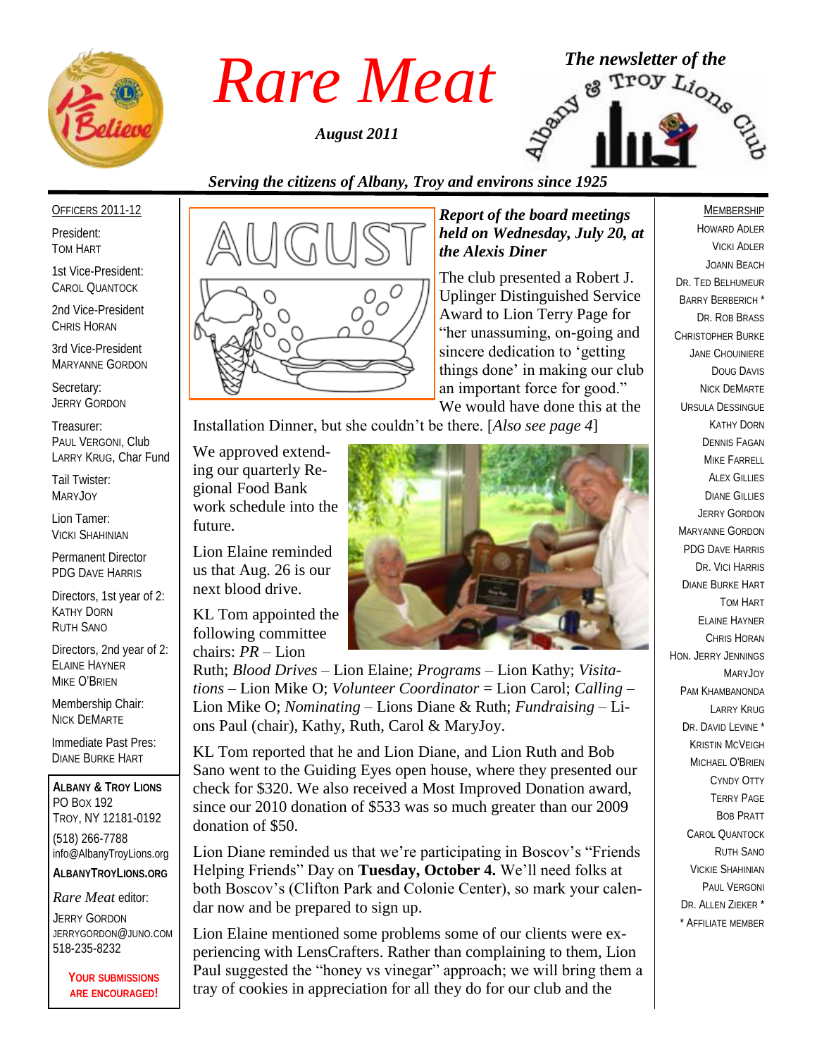# Rare Meat

*August 2011*

*The newsletter of the* Albany & Troy Lions Club

*Serving the citizens of Albany, Troy and environs since 1925*

### *Report of the board meetings held on Wednesday, July 20, at the Alexis Diner*

The club presented a Robert J. Uplinger Distinguished Service Award to Lion Terry Page for "her unassuming, on-going and sincere dedication to 'getting things done' in making our club an important force for good." We would have done this at the Installation Dinner, but she couldn't be there. [*Also see page 4*]

We approved extending our quarterly Regional Food Bank work schedule into the future.

Lion Elaine reminded us that Aug. 26 is our next blood drive.

KL Tom appointed the following committee chairs: *PR* – Lion Ruth; *Blood Drives* – Lion Elaine; *Programs* – Lion Kathy; *Visitations* – Lion Mike O; *Volunteer Coordinator* = Lion Carol; *Calling* – Lion Mike O; *Nominating* – Lions Diane & Ruth; *Fundraising* – Lions Paul (chair), Kathy, Ruth, Carol & MaryJoy.

KL Tom reported that he and Lion Diane, and Lion Ruth and Bob Sano went to the Guiding Eyes open house, where they presented our check for $320. We also received a Most Improved Donation award, since our 2010 donation of $533 was so much greater than our 2009 donation of $50.

Lion Diane reminded us that we're participating in Boscov's "Friends Helping Friends" Day on **Tuesday, October 4.** We'll need folks at both Boscov's (Clifton Park and Colonie Center), so mark your calendar now and be prepared to sign up.

Lion Elaine mentioned some problems some of our clients were experiencing with LensCrafters. Rather than complaining to them, Lion Paul suggested the "honey vs vinegar" approach; we will bring them a tray of cookies in appreciation for all they do for our club and the

---

OFFICERS 2011-12

President:
TOM HART

1st Vice-President:
CAROL QUANTOCK

2nd Vice-President
CHRIS HORAN

3rd Vice-President
MARYANNE GORDON

Secretary:
JERRY GORDON

Treasurer:
PAUL VERGONI, Club
LARRY KRUG, Char Fund

Tail Twister:
MARYJOY

Lion Tamer:
VICKI SHAHINIAN

Permanent Director
PDG DAVE HARRIS

Directors, 1st year of 2:
KATHY DORN
RUTH SANO

Directors, 2nd year of 2:
ELAINE HAYNER
MIKE O'BRIEN

Membership Chair:
NICK DEMARTE

Immediate Past Pres:
DIANE BURKE HART

**ALBANY & TROY LIONS**
PO BOX 192
TROY, NY 12181-0192
(518) 266-7788
info@AlbanyTroyLions.org
**ALBANYTROYLIONS.ORG**

*Rare Meat* editor:
JERRY GORDON
JERRYGORDON@JUNO.COM
518-235-8232

**YOUR SUBMISSIONS ARE ENCOURAGED!**

---

MEMBERSHIP

HOWARD ADLER
VICKI ADLER
JOANN BEACH
DR. TED BELHUMEUR
BARRY BERBERICH *
DR. ROB BRASS
CHRISTOPHER BURKE
JANE CHOUINIERE
DOUG DAVIS
NICK DEMARTE
URSULA DESSINGUE
KATHY DORN
DENNIS FAGAN
MIKE FARRELL
ALEX GILLIES
DIANE GILLIES
JERRY GORDON
MARYANNE GORDON
PDG DAVE HARRIS
DR. VICI HARRIS
DIANE BURKE HART
TOM HART
ELAINE HAYNER
CHRIS HORAN
HON. JERRY JENNINGS
MARYJOY
PAM KHAMBANONDA
LARRY KRUG
DR. DAVID LEVINE *
KRISTIN MCVEIGH
MICHAEL O'BRIEN
CYNDY OTTY
TERRY PAGE
BOB PRATT
CAROL QUANTOCK
RUTH SANO
VICKIE SHAHINIAN
PAUL VERGONI
DR. ALLEN ZIEKER *

* AFFILIATE MEMBER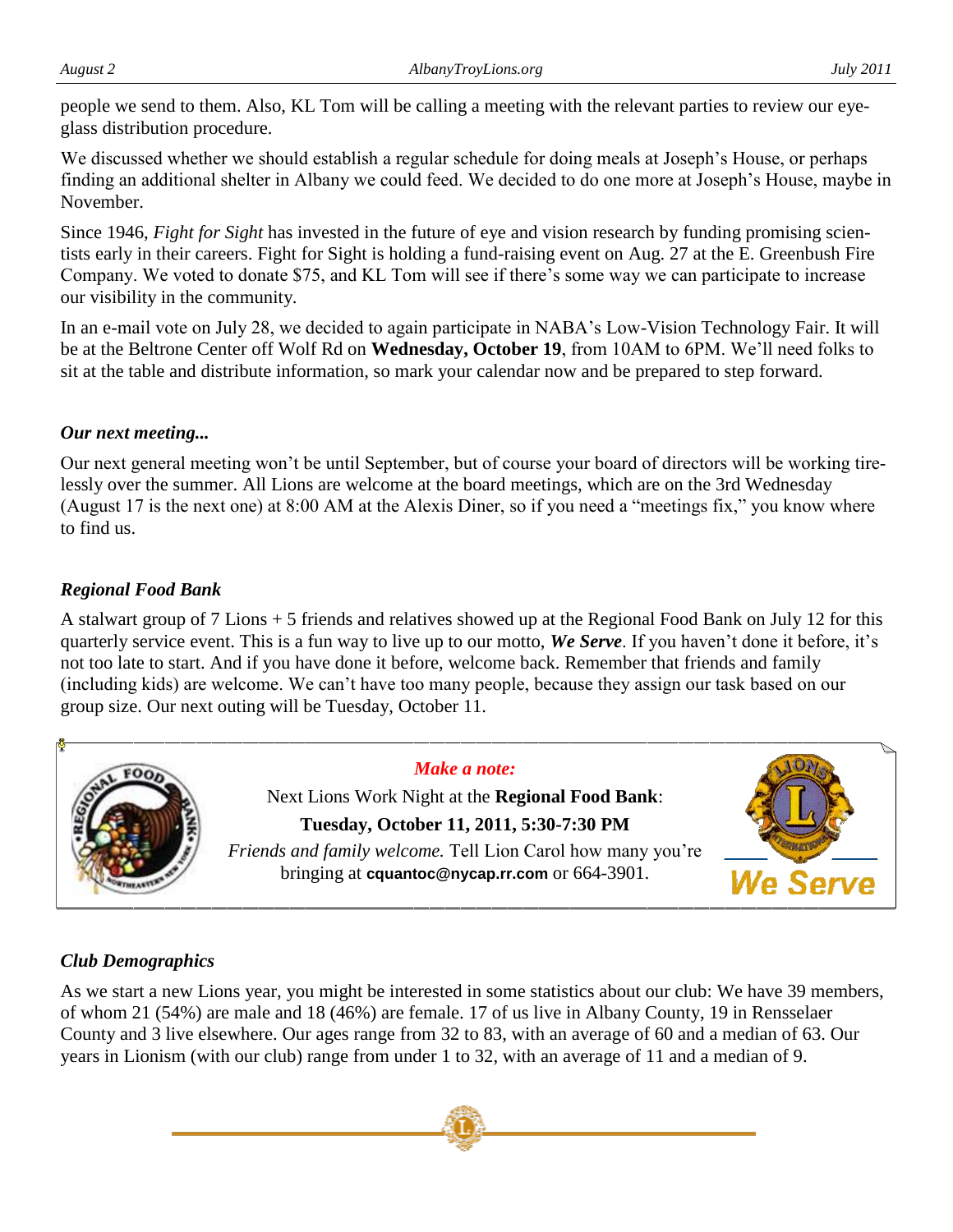people we send to them. Also, KL Tom will be calling a meeting with the relevant parties to review our eye-glass distribution procedure.

We discussed whether we should establish a regular schedule for doing meals at Joseph's House, or perhaps finding an additional shelter in Albany we could feed. We decided to do one more at Joseph's House, maybe in November.

Since 1946, *Fight for Sight* has invested in the future of eye and vision research by funding promising scientists early in their careers. Fight for Sight is holding a fund-raising event on Aug. 27 at the E. Greenbush Fire Company. We voted to donate $75, and KL Tom will see if there's some way we can participate to increase our visibility in the community.

In an e-mail vote on July 28, we decided to again participate in NABA's Low-Vision Technology Fair. It will be at the Beltrone Center off Wolf Rd on **Wednesday, October 19**, from 10AM to 6PM. We'll need folks to sit at the table and distribute information, so mark your calendar now and be prepared to step forward.

### *Our next meeting...*

Our next general meeting won't be until September, but of course your board of directors will be working tirelessly over the summer. All Lions are welcome at the board meetings, which are on the 3rd Wednesday (August 17 is the next one) at 8:00 AM at the Alexis Diner, so if you need a "meetings fix," you know where to find us.

### *Regional Food Bank*

A stalwart group of 7 Lions + 5 friends and relatives showed up at the Regional Food Bank on July 12 for this quarterly service event. This is a fun way to live up to our motto, ***We Serve***. If you haven't done it before, it's not too late to start. And if you have done it before, welcome back. Remember that friends and family (including kids) are welcome. We can't have too many people, because they assign our task based on our group size. Our next outing will be Tuesday, October 11.

***Make a note:***

Next Lions Work Night at the **Regional Food Bank**:

**Tuesday, October 11, 2011, 5:30-7:30 PM**

*Friends and family welcome.* Tell Lion Carol how many you're bringing at **cquantoc@nycap.rr.com** or 664-3901.

### *Club Demographics*

As we start a new Lions year, you might be interested in some statistics about our club: We have 39 members, of whom 21 (54%) are male and 18 (46%) are female. 17 of us live in Albany County, 19 in Rensselaer County and 3 live elsewhere. Our ages range from 32 to 83, with an average of 60 and a median of 63. Our years in Lionism (with our club) range from under 1 to 32, with an average of 11 and a median of 9.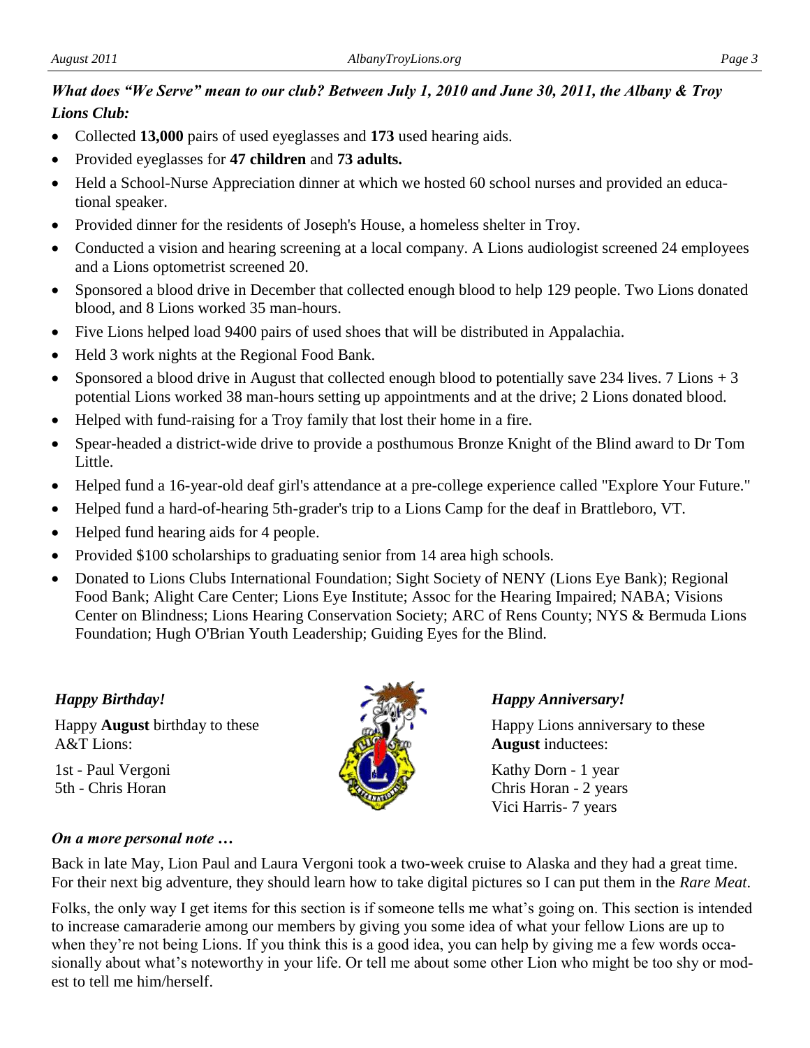***What does "We Serve" mean to our club? Between July 1, 2010 and June 30, 2011, the Albany & Troy Lions Club:***

- Collected **13,000** pairs of used eyeglasses and **173** used hearing aids.
- Provided eyeglasses for **47 children** and **73 adults.**
- Held a School-Nurse Appreciation dinner at which we hosted 60 school nurses and provided an educational speaker.
- Provided dinner for the residents of Joseph's House, a homeless shelter in Troy.
- Conducted a vision and hearing screening at a local company. A Lions audiologist screened 24 employees and a Lions optometrist screened 20.
- Sponsored a blood drive in December that collected enough blood to help 129 people. Two Lions donated blood, and 8 Lions worked 35 man-hours.
- Five Lions helped load 9400 pairs of used shoes that will be distributed in Appalachia.
- Held 3 work nights at the Regional Food Bank.
- Sponsored a blood drive in August that collected enough blood to potentially save 234 lives. 7 Lions + 3 potential Lions worked 38 man-hours setting up appointments and at the drive; 2 Lions donated blood.
- Helped with fund-raising for a Troy family that lost their home in a fire.
- Spear-headed a district-wide drive to provide a posthumous Bronze Knight of the Blind award to Dr Tom Little.
- Helped fund a 16-year-old deaf girl's attendance at a pre-college experience called "Explore Your Future."
- Helped fund a hard-of-hearing 5th-grader's trip to a Lions Camp for the deaf in Brattleboro, VT.
- Helped fund hearing aids for 4 people.
- Provided $100 scholarships to graduating senior from 14 area high schools.
- Donated to Lions Clubs International Foundation; Sight Society of NENY (Lions Eye Bank); Regional Food Bank; Alight Care Center; Lions Eye Institute; Assoc for the Hearing Impaired; NABA; Visions Center on Blindness; Lions Hearing Conservation Society; ARC of Rens County; NYS & Bermuda Lions Foundation; Hugh O'Brian Youth Leadership; Guiding Eyes for the Blind.

***Happy Birthday!***

Happy **August** birthday to these A&T Lions:

1st - Paul Vergoni
5th - Chris Horan

***Happy Anniversary!***

Happy Lions anniversary to these **August** inductees:

Kathy Dorn - 1 year
Chris Horan - 2 years
Vici Harris- 7 years

***On a more personal note …***

Back in late May, Lion Paul and Laura Vergoni took a two-week cruise to Alaska and they had a great time. For their next big adventure, they should learn how to take digital pictures so I can put them in the *Rare Meat*.

Folks, the only way I get items for this section is if someone tells me what's going on. This section is intended to increase camaraderie among our members by giving you some idea of what your fellow Lions are up to when they're not being Lions. If you think this is a good idea, you can help by giving me a few words occasionally about what's noteworthy in your life. Or tell me about some other Lion who might be too shy or modest to tell me him/herself.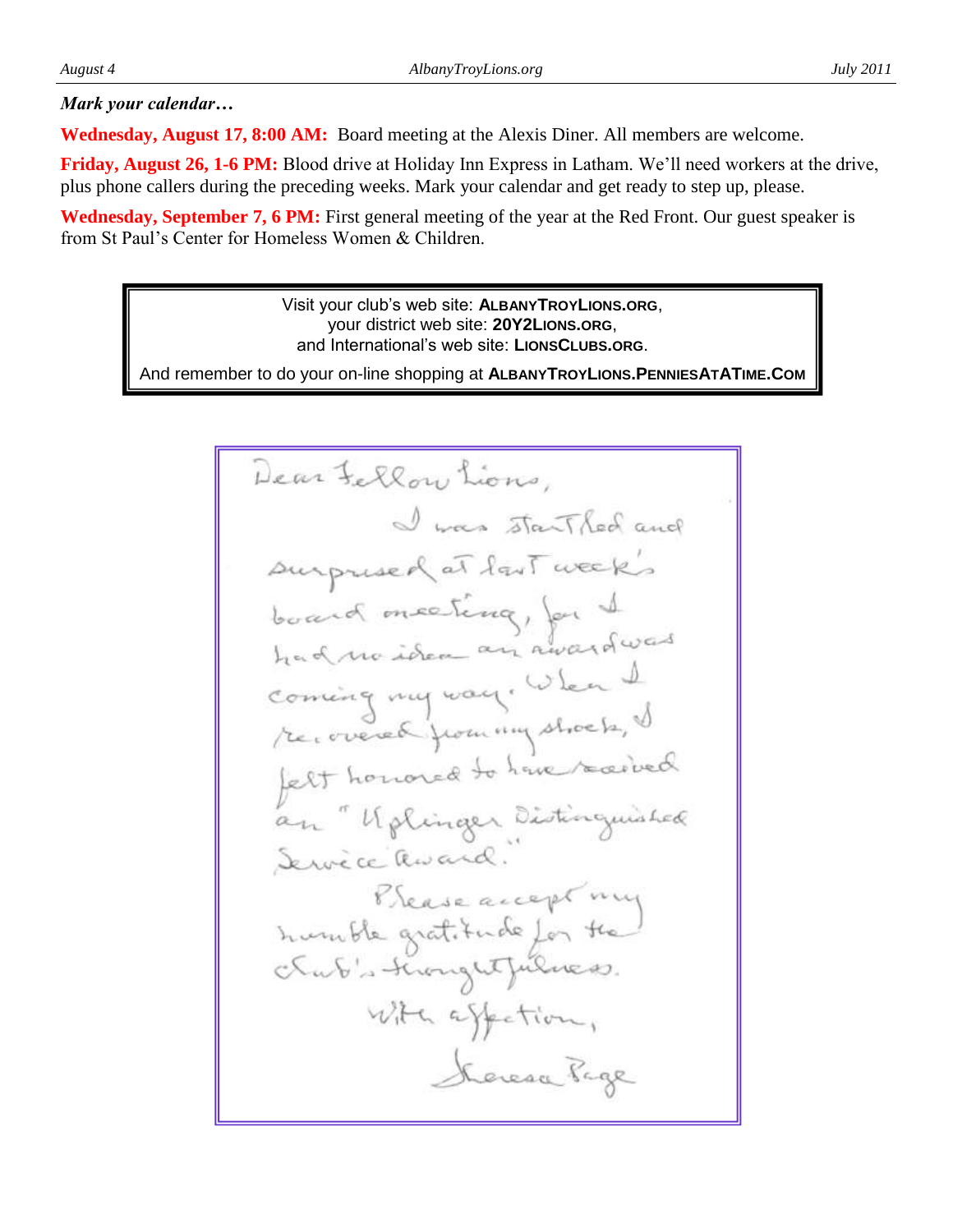***Mark your calendar…***

**Wednesday, August 17, 8:00 AM:** Board meeting at the Alexis Diner. All members are welcome.

**Friday, August 26, 1-6 PM:** Blood drive at Holiday Inn Express in Latham. We'll need workers at the drive, plus phone callers during the preceding weeks. Mark your calendar and get ready to step up, please.

**Wednesday, September 7, 6 PM:** First general meeting of the year at the Red Front. Our guest speaker is from St Paul's Center for Homeless Women & Children.

Visit your club's web site: **ALBANYTROYLIONS.ORG**,
your district web site: **20Y2LIONS.ORG**,
and International's web site: **LIONSCLUBS.ORG**.
And remember to do your on-line shopping at **ALBANYTROYLIONS.PENNIESATATIME.COM**

Dear Fellow Lions,

I was startled and surprised at last week's board meeting, for I had no idea an award was coming my way. When I recovered from my shock, I felt honored to have received an "Uplinger Distinguished Service Award."

Please accept my humble gratitude for the Club's thoughtfulness.

With affection,

Theresa Page